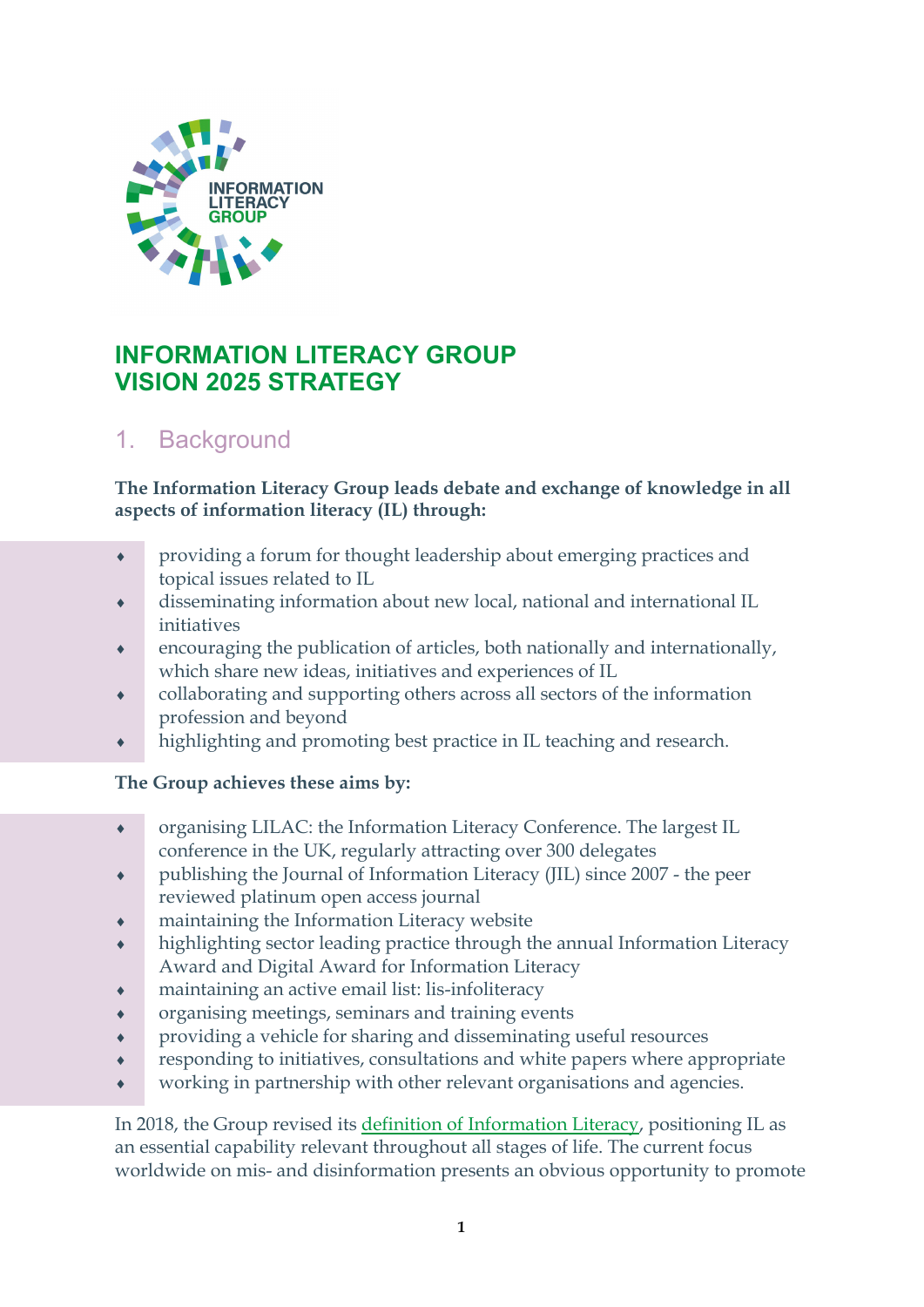# INFORMATION LITERACY GROUP VISION 2025 STRATEGY

## 1. Background

**The Information Literacy Group leads debate and exchange of knowledge in all aspects of information literacy (IL) through:**

- providing a forum for thought leadership about emerging practices and topical issues related to IL
- disseminating information about new local, national and international IL initiatives
- encouraging the publication of articles, both nationally and internationally, which share new ideas, initiatives and experiences of IL
- collaborating and supporting others across all sectors of the information profession and beyond
- highlighting and promoting best practice in IL teaching and research.

**The Group achieves these aims by:**

- organising LILAC: the Information Literacy Conference. The largest IL conference in the UK, regularly attracting over 300 delegates
- publishing the Journal of Information Literacy (JIL) since 2007 - the peer reviewed platinum open access journal
- maintaining the Information Literacy website
- highlighting sector leading practice through the annual Information Literacy Award and Digital Award for Information Literacy
- maintaining an active email list: lis-infoliteracy
- organising meetings, seminars and training events
- providing a vehicle for sharing and disseminating useful resources
- responding to initiatives, consultations and white papers where appropriate
- working in partnership with other relevant organisations and agencies.

In 2018, the Group revised its definition of Information Literacy, positioning IL as an essential capability relevant throughout all stages of life. The current focus worldwide on mis- and disinformation presents an obvious opportunity to promote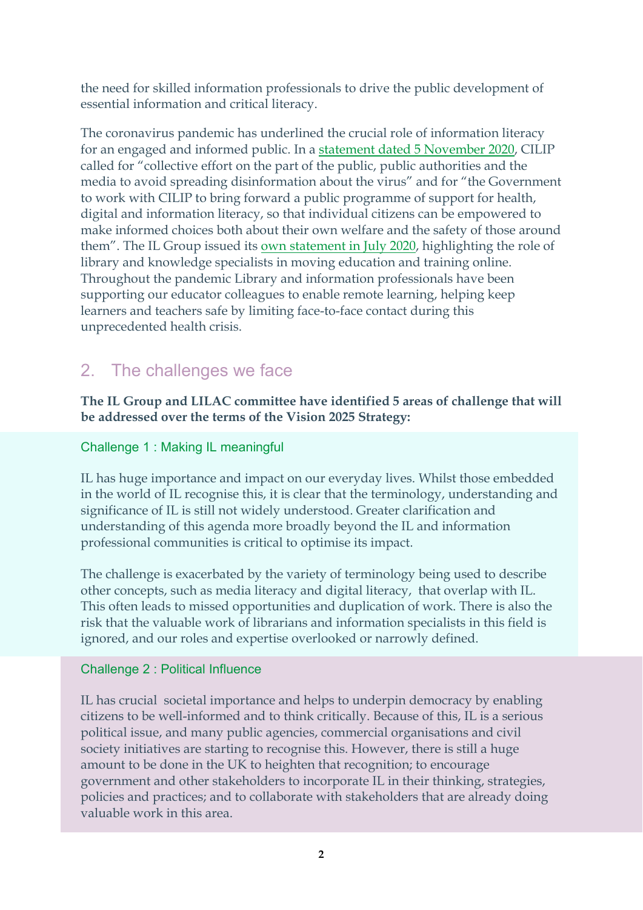the need for skilled information professionals to drive the public development of essential information and critical literacy.

The coronavirus pandemic has underlined the crucial role of information literacy for an engaged and informed public. In a statement dated 5 November 2020, CILIP called for "collective effort on the part of the public, public authorities and the media to avoid spreading disinformation about the virus" and for "the Government to work with CILIP to bring forward a public programme of support for health, digital and information literacy, so that individual citizens can be empowered to make informed choices both about their own welfare and the safety of those around them". The IL Group issued its own statement in July 2020, highlighting the role of library and knowledge specialists in moving education and training online. Throughout the pandemic Library and information professionals have been supporting our educator colleagues to enable remote learning, helping keep learners and teachers safe by limiting face-to-face contact during this unprecedented health crisis.

## 2. The challenges we face

**The IL Group and LILAC committee have identified 5 areas of challenge that will be addressed over the terms of the Vision 2025 Strategy:**

### Challenge 1 : Making IL meaningful

IL has huge importance and impact on our everyday lives. Whilst those embedded in the world of IL recognise this, it is clear that the terminology, understanding and significance of IL is still not widely understood. Greater clarification and understanding of this agenda more broadly beyond the IL and information professional communities is critical to optimise its impact.

The challenge is exacerbated by the variety of terminology being used to describe other concepts, such as media literacy and digital literacy, that overlap with IL. This often leads to missed opportunities and duplication of work. There is also the risk that the valuable work of librarians and information specialists in this field is ignored, and our roles and expertise overlooked or narrowly defined.

### Challenge 2 : Political Influence

IL has crucial societal importance and helps to underpin democracy by enabling citizens to be well-informed and to think critically. Because of this, IL is a serious political issue, and many public agencies, commercial organisations and civil society initiatives are starting to recognise this. However, there is still a huge amount to be done in the UK to heighten that recognition; to encourage government and other stakeholders to incorporate IL in their thinking, strategies, policies and practices; and to collaborate with stakeholders that are already doing valuable work in this area.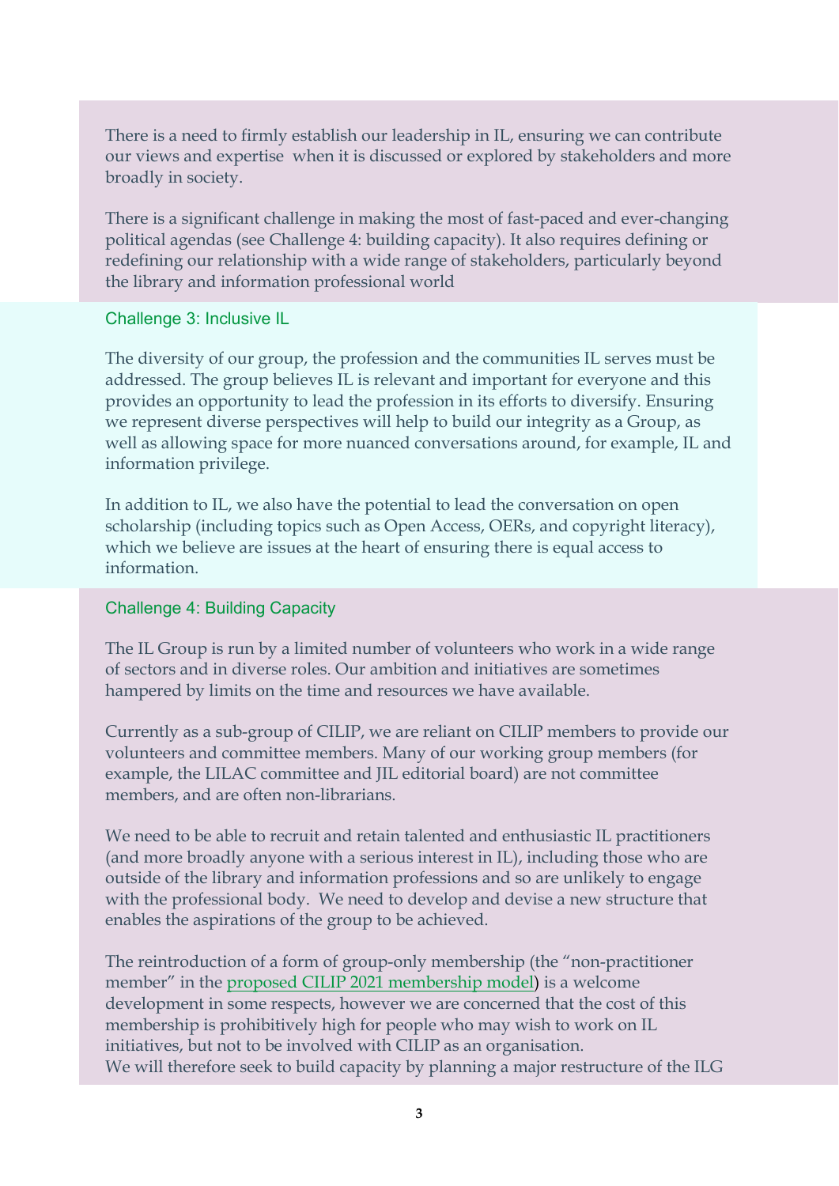There is a need to firmly establish our leadership in IL, ensuring we can contribute our views and expertise when it is discussed or explored by stakeholders and more broadly in society.

There is a significant challenge in making the most of fast-paced and ever-changing political agendas (see Challenge 4: building capacity). It also requires defining or redefining our relationship with a wide range of stakeholders, particularly beyond the library and information professional world

### Challenge 3: Inclusive IL

The diversity of our group, the profession and the communities IL serves must be addressed. The group believes IL is relevant and important for everyone and this provides an opportunity to lead the profession in its efforts to diversify. Ensuring we represent diverse perspectives will help to build our integrity as a Group, as well as allowing space for more nuanced conversations around, for example, IL and information privilege.

In addition to IL, we also have the potential to lead the conversation on open scholarship (including topics such as Open Access, OERs, and copyright literacy), which we believe are issues at the heart of ensuring there is equal access to information.

### Challenge 4: Building Capacity

The IL Group is run by a limited number of volunteers who work in a wide range of sectors and in diverse roles. Our ambition and initiatives are sometimes hampered by limits on the time and resources we have available.

Currently as a sub-group of CILIP, we are reliant on CILIP members to provide our volunteers and committee members. Many of our working group members (for example, the LILAC committee and JIL editorial board) are not committee members, and are often non-librarians.

We need to be able to recruit and retain talented and enthusiastic IL practitioners (and more broadly anyone with a serious interest in IL), including those who are outside of the library and information professions and so are unlikely to engage with the professional body. We need to develop and devise a new structure that enables the aspirations of the group to be achieved.

The reintroduction of a form of group-only membership (the "non-practitioner member" in the proposed CILIP 2021 membership model) is a welcome development in some respects, however we are concerned that the cost of this membership is prohibitively high for people who may wish to work on IL initiatives, but not to be involved with CILIP as an organisation.
We will therefore seek to build capacity by planning a major restructure of the ILG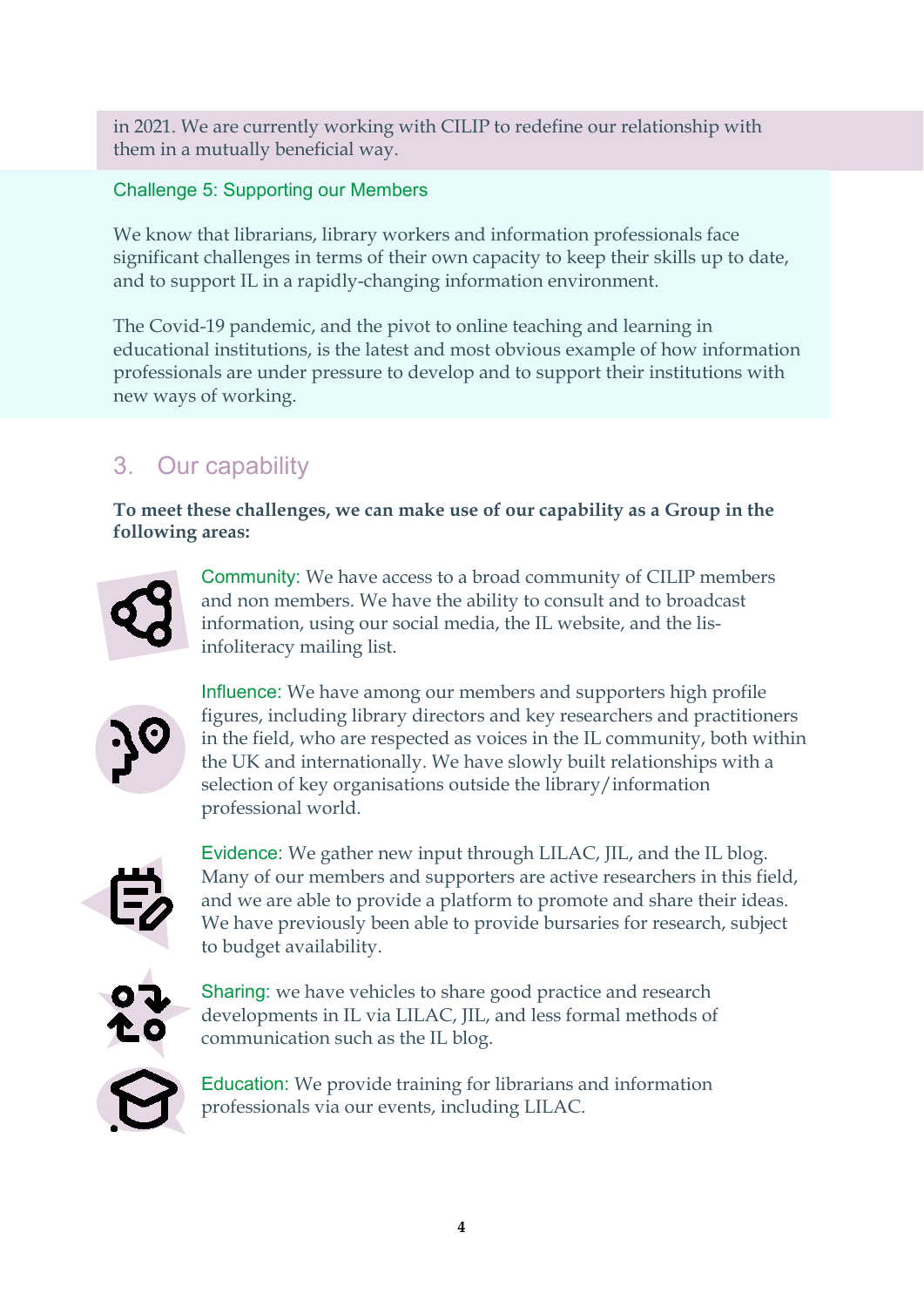in 2021. We are currently working with CILIP to redefine our relationship with them in a mutually beneficial way.

### Challenge 5: Supporting our Members

We know that librarians, library workers and information professionals face significant challenges in terms of their own capacity to keep their skills up to date, and to support IL in a rapidly-changing information environment.

The Covid-19 pandemic, and the pivot to online teaching and learning in educational institutions, is the latest and most obvious example of how information professionals are under pressure to develop and to support their institutions with new ways of working.

## 3. Our capability

**To meet these challenges, we can make use of our capability as a Group in the following areas:**

Community: We have access to a broad community of CILIP members and non members. We have the ability to consult and to broadcast information, using our social media, the IL website, and the lis-infoliteracy mailing list.

Influence: We have among our members and supporters high profile figures, including library directors and key researchers and practitioners in the field, who are respected as voices in the IL community, both within the UK and internationally. We have slowly built relationships with a selection of key organisations outside the library/information professional world.

Evidence: We gather new input through LILAC, JIL, and the IL blog. Many of our members and supporters are active researchers in this field, and we are able to provide a platform to promote and share their ideas. We have previously been able to provide bursaries for research, subject to budget availability.

Sharing: we have vehicles to share good practice and research developments in IL via LILAC, JIL, and less formal methods of communication such as the IL blog.

Education: We provide training for librarians and information professionals via our events, including LILAC.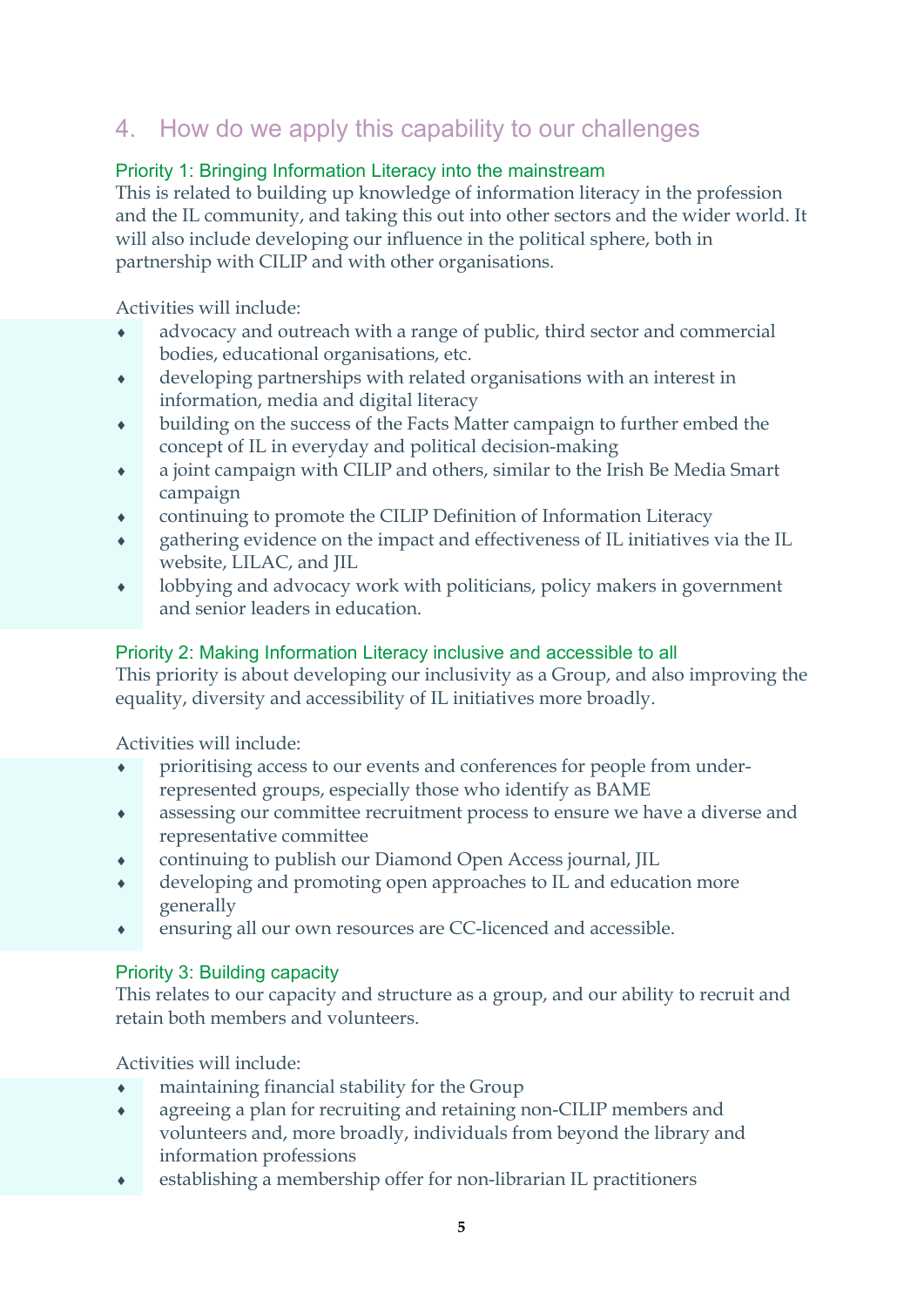## 4. How do we apply this capability to our challenges

### Priority 1: Bringing Information Literacy into the mainstream

This is related to building up knowledge of information literacy in the profession and the IL community, and taking this out into other sectors and the wider world. It will also include developing our influence in the political sphere, both in partnership with CILIP and with other organisations.

Activities will include:

- advocacy and outreach with a range of public, third sector and commercial bodies, educational organisations, etc.
- developing partnerships with related organisations with an interest in information, media and digital literacy
- building on the success of the Facts Matter campaign to further embed the concept of IL in everyday and political decision-making
- a joint campaign with CILIP and others, similar to the Irish Be Media Smart campaign
- continuing to promote the CILIP Definition of Information Literacy
- gathering evidence on the impact and effectiveness of IL initiatives via the IL website, LILAC, and JIL
- lobbying and advocacy work with politicians, policy makers in government and senior leaders in education.

### Priority 2: Making Information Literacy inclusive and accessible to all

This priority is about developing our inclusivity as a Group, and also improving the equality, diversity and accessibility of IL initiatives more broadly.

Activities will include:

- prioritising access to our events and conferences for people from under-represented groups, especially those who identify as BAME
- assessing our committee recruitment process to ensure we have a diverse and representative committee
- continuing to publish our Diamond Open Access journal, JIL
- developing and promoting open approaches to IL and education more generally
- ensuring all our own resources are CC-licenced and accessible.

### Priority 3: Building capacity

This relates to our capacity and structure as a group, and our ability to recruit and retain both members and volunteers.

Activities will include:

- maintaining financial stability for the Group
- agreeing a plan for recruiting and retaining non-CILIP members and volunteers and, more broadly, individuals from beyond the library and information professions
- establishing a membership offer for non-librarian IL practitioners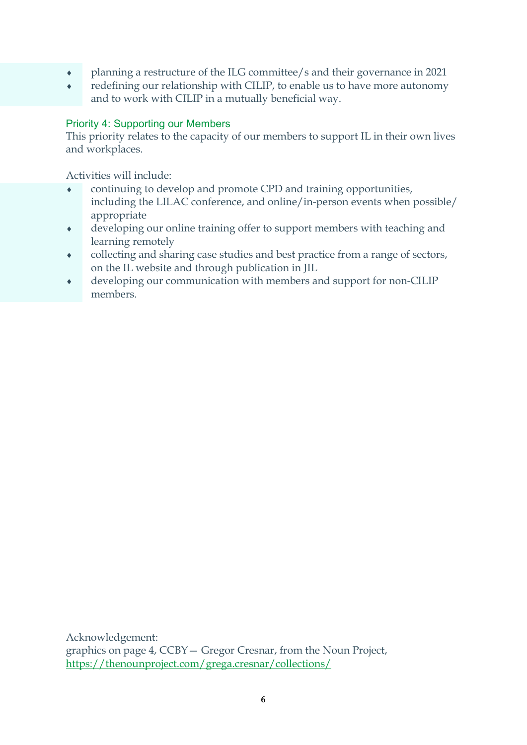- planning a restructure of the ILG committee/s and their governance in 2021
- redefining our relationship with CILIP, to enable us to have more autonomy and to work with CILIP in a mutually beneficial way.

### Priority 4: Supporting our Members

This priority relates to the capacity of our members to support IL in their own lives and workplaces.

Activities will include:

- continuing to develop and promote CPD and training opportunities, including the LILAC conference, and online/in-person events when possible/ appropriate
- developing our online training offer to support members with teaching and learning remotely
- collecting and sharing case studies and best practice from a range of sectors, on the IL website and through publication in JIL
- developing our communication with members and support for non-CILIP members.

Acknowledgement:
graphics on page 4, CCBY— Gregor Cresnar, from the Noun Project, [https://thenounproject.com/grega.cresnar/collections/](https://thenounproject.com/grega.cresnar/collections/)